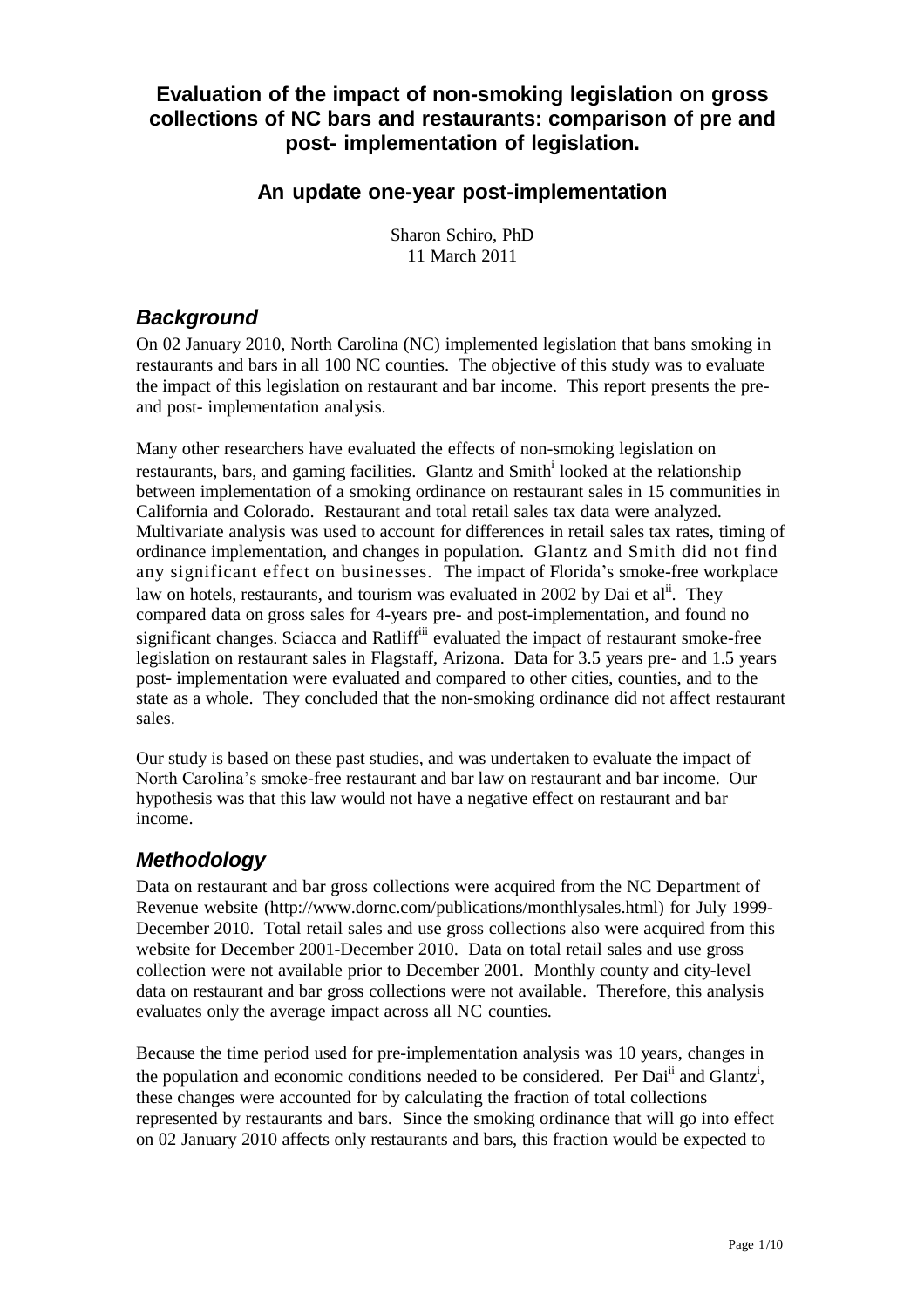# Evaluation of the impact of non-smoking legislation on gross collections of NC bars and restaurants: comparison of pre and post- implementation of legislation.

## An update one-year post-implementation

Sharon Schiro, PhD
11 March 2011

## *Background*

On 02 January 2010, North Carolina (NC) implemented legislation that bans smoking in restaurants and bars in all 100 NC counties. The objective of this study was to evaluate the impact of this legislation on restaurant and bar income. This report presents the pre- and post- implementation analysis.

Many other researchers have evaluated the effects of non-smoking legislation on restaurants, bars, and gaming facilities. Glantz and Smith[i] looked at the relationship between implementation of a smoking ordinance on restaurant sales in 15 communities in California and Colorado. Restaurant and total retail sales tax data were analyzed. Multivariate analysis was used to account for differences in retail sales tax rates, timing of ordinance implementation, and changes in population. Glantz and Smith did not find any significant effect on businesses. The impact of Florida's smoke-free workplace law on hotels, restaurants, and tourism was evaluated in 2002 by Dai et al[ii]. They compared data on gross sales for 4-years pre- and post-implementation, and found no significant changes. Sciacca and Ratliff[iii] evaluated the impact of restaurant smoke-free legislation on restaurant sales in Flagstaff, Arizona. Data for 3.5 years pre- and 1.5 years post- implementation were evaluated and compared to other cities, counties, and to the state as a whole. They concluded that the non-smoking ordinance did not affect restaurant sales.

Our study is based on these past studies, and was undertaken to evaluate the impact of North Carolina's smoke-free restaurant and bar law on restaurant and bar income. Our hypothesis was that this law would not have a negative effect on restaurant and bar income.

## *Methodology*

Data on restaurant and bar gross collections were acquired from the NC Department of Revenue website (http://www.dornc.com/publications/monthlysales.html) for July 1999-December 2010. Total retail sales and use gross collections also were acquired from this website for December 2001-December 2010. Data on total retail sales and use gross collection were not available prior to December 2001. Monthly county and city-level data on restaurant and bar gross collections were not available. Therefore, this analysis evaluates only the average impact across all NC counties.

Because the time period used for pre-implementation analysis was 10 years, changes in the population and economic conditions needed to be considered. Per Dai[ii] and Glantz[i], these changes were accounted for by calculating the fraction of total collections represented by restaurants and bars. Since the smoking ordinance that will go into effect on 02 January 2010 affects only restaurants and bars, this fraction would be expected to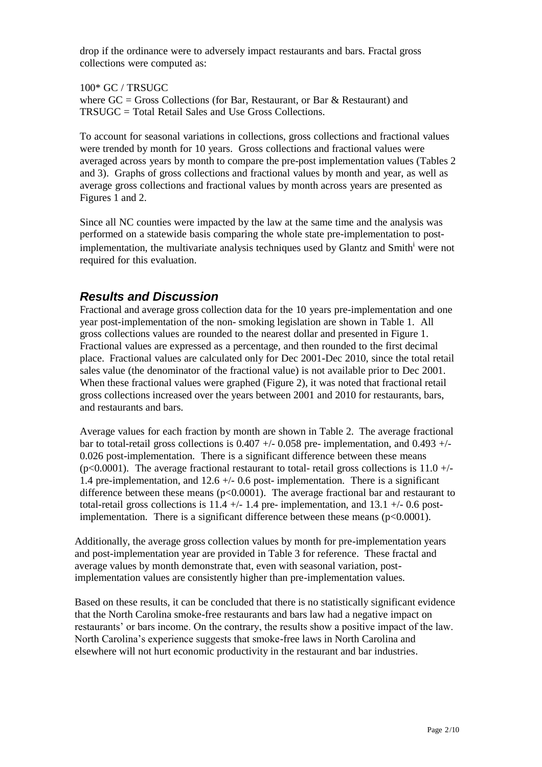drop if the ordinance were to adversely impact restaurants and bars. Fractal gross collections were computed as:

100* GC / TRSUGC
where GC = Gross Collections (for Bar, Restaurant, or Bar & Restaurant) and TRSUGC = Total Retail Sales and Use Gross Collections.

To account for seasonal variations in collections, gross collections and fractional values were trended by month for 10 years. Gross collections and fractional values were averaged across years by month to compare the pre-post implementation values (Tables 2 and 3). Graphs of gross collections and fractional values by month and year, as well as average gross collections and fractional values by month across years are presented as Figures 1 and 2.

Since all NC counties were impacted by the law at the same time and the analysis was performed on a statewide basis comparing the whole state pre-implementation to post-implementation, the multivariate analysis techniques used by Glantz and Smith[i] were not required for this evaluation.

## *Results and Discussion*

Fractional and average gross collection data for the 10 years pre-implementation and one year post-implementation of the non- smoking legislation are shown in Table 1. All gross collections values are rounded to the nearest dollar and presented in Figure 1. Fractional values are expressed as a percentage, and then rounded to the first decimal place. Fractional values are calculated only for Dec 2001-Dec 2010, since the total retail sales value (the denominator of the fractional value) is not available prior to Dec 2001. When these fractional values were graphed (Figure 2), it was noted that fractional retail gross collections increased over the years between 2001 and 2010 for restaurants, bars, and restaurants and bars.

Average values for each fraction by month are shown in Table 2. The average fractional bar to total-retail gross collections is 0.407 +/- 0.058 pre- implementation, and 0.493 +/- 0.026 post-implementation. There is a significant difference between these means ($p<0.0001$). The average fractional restaurant to total- retail gross collections is 11.0 +/- 1.4 pre-implementation, and 12.6 +/- 0.6 post- implementation. There is a significant difference between these means ($p<0.0001$). The average fractional bar and restaurant to total-retail gross collections is 11.4 +/- 1.4 pre- implementation, and 13.1 +/- 0.6 post-implementation. There is a significant difference between these means ($p<0.0001$).

Additionally, the average gross collection values by month for pre-implementation years and post-implementation year are provided in Table 3 for reference. These fractal and average values by month demonstrate that, even with seasonal variation, post-implementation values are consistently higher than pre-implementation values.

Based on these results, it can be concluded that there is no statistically significant evidence that the North Carolina smoke-free restaurants and bars law had a negative impact on restaurants' or bars income. On the contrary, the results show a positive impact of the law. North Carolina's experience suggests that smoke-free laws in North Carolina and elsewhere will not hurt economic productivity in the restaurant and bar industries.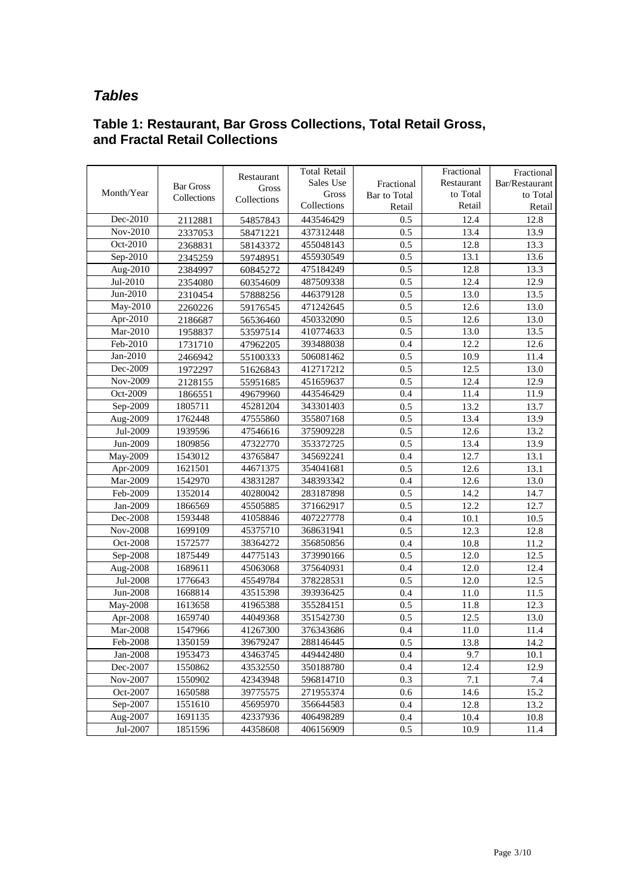## *Tables*

### Table 1: Restaurant, Bar Gross Collections, Total Retail Gross, and Fractal Retail Collections

| Month/Year | Bar Gross Collections | Restaurant Gross Collections | Total Retail Sales Use Gross Collections | Fractional Bar to Total Retail | Fractional Restaurant to Total Retail | Fractional Bar/Restaurant to Total Retail |
|---|---|---|---|---|---|---|
| Dec-2010 | 2112881 | 54857843 | 443546429 | 0.5 | 12.4 | 12.8 |
| Nov-2010 | 2337053 | 58471221 | 437312448 | 0.5 | 13.4 | 13.9 |
| Oct-2010 | 2368831 | 58143372 | 455048143 | 0.5 | 12.8 | 13.3 |
| Sep-2010 | 2345259 | 59748951 | 455930549 | 0.5 | 13.1 | 13.6 |
| Aug-2010 | 2384997 | 60845272 | 475184249 | 0.5 | 12.8 | 13.3 |
| Jul-2010 | 2354080 | 60354609 | 487509338 | 0.5 | 12.4 | 12.9 |
| Jun-2010 | 2310454 | 57888256 | 446379128 | 0.5 | 13.0 | 13.5 |
| May-2010 | 2260226 | 59176545 | 471242645 | 0.5 | 12.6 | 13.0 |
| Apr-2010 | 2186687 | 56536460 | 450332090 | 0.5 | 12.6 | 13.0 |
| Mar-2010 | 1958837 | 53597514 | 410774633 | 0.5 | 13.0 | 13.5 |
| Feb-2010 | 1731710 | 47962205 | 393488038 | 0.4 | 12.2 | 12.6 |
| Jan-2010 | 2466942 | 55100333 | 506081462 | 0.5 | 10.9 | 11.4 |
| Dec-2009 | 1972297 | 51626843 | 412717212 | 0.5 | 12.5 | 13.0 |
| Nov-2009 | 2128155 | 55951685 | 451659637 | 0.5 | 12.4 | 12.9 |
| Oct-2009 | 1866551 | 49679960 | 443546429 | 0.4 | 11.4 | 11.9 |
| Sep-2009 | 1805711 | 45281204 | 343301403 | 0.5 | 13.2 | 13.7 |
| Aug-2009 | 1762448 | 47555860 | 355807168 | 0.5 | 13.4 | 13.9 |
| Jul-2009 | 1939596 | 47546616 | 375909228 | 0.5 | 12.6 | 13.2 |
| Jun-2009 | 1809856 | 47322770 | 353372725 | 0.5 | 13.4 | 13.9 |
| May-2009 | 1543012 | 43765847 | 345692241 | 0.4 | 12.7 | 13.1 |
| Apr-2009 | 1621501 | 44671375 | 354041681 | 0.5 | 12.6 | 13.1 |
| Mar-2009 | 1542970 | 43831287 | 348393342 | 0.4 | 12.6 | 13.0 |
| Feb-2009 | 1352014 | 40280042 | 283187898 | 0.5 | 14.2 | 14.7 |
| Jan-2009 | 1866569 | 45505885 | 371662917 | 0.5 | 12.2 | 12.7 |
| Dec-2008 | 1593448 | 41058846 | 407227778 | 0.4 | 10.1 | 10.5 |
| Nov-2008 | 1699109 | 45375710 | 368631941 | 0.5 | 12.3 | 12.8 |
| Oct-2008 | 1572577 | 38364272 | 356850856 | 0.4 | 10.8 | 11.2 |
| Sep-2008 | 1875449 | 44775143 | 373990166 | 0.5 | 12.0 | 12.5 |
| Aug-2008 | 1689611 | 45063068 | 375640931 | 0.4 | 12.0 | 12.4 |
| Jul-2008 | 1776643 | 45549784 | 378228531 | 0.5 | 12.0 | 12.5 |
| Jun-2008 | 1668814 | 43515398 | 393936425 | 0.4 | 11.0 | 11.5 |
| May-2008 | 1613658 | 41965388 | 355284151 | 0.5 | 11.8 | 12.3 |
| Apr-2008 | 1659740 | 44049368 | 351542730 | 0.5 | 12.5 | 13.0 |
| Mar-2008 | 1547966 | 41267300 | 376343686 | 0.4 | 11.0 | 11.4 |
| Feb-2008 | 1350159 | 39679247 | 288146445 | 0.5 | 13.8 | 14.2 |
| Jan-2008 | 1953473 | 43463745 | 449442480 | 0.4 | 9.7 | 10.1 |
| Dec-2007 | 1550862 | 43532550 | 350188780 | 0.4 | 12.4 | 12.9 |
| Nov-2007 | 1550902 | 42343948 | 596814710 | 0.3 | 7.1 | 7.4 |
| Oct-2007 | 1650588 | 39775575 | 271955374 | 0.6 | 14.6 | 15.2 |
| Sep-2007 | 1551610 | 45695970 | 356644583 | 0.4 | 12.8 | 13.2 |
| Aug-2007 | 1691135 | 42337936 | 406498289 | 0.4 | 10.4 | 10.8 |
| Jul-2007 | 1851596 | 44358608 | 406156909 | 0.5 | 10.9 | 11.4 |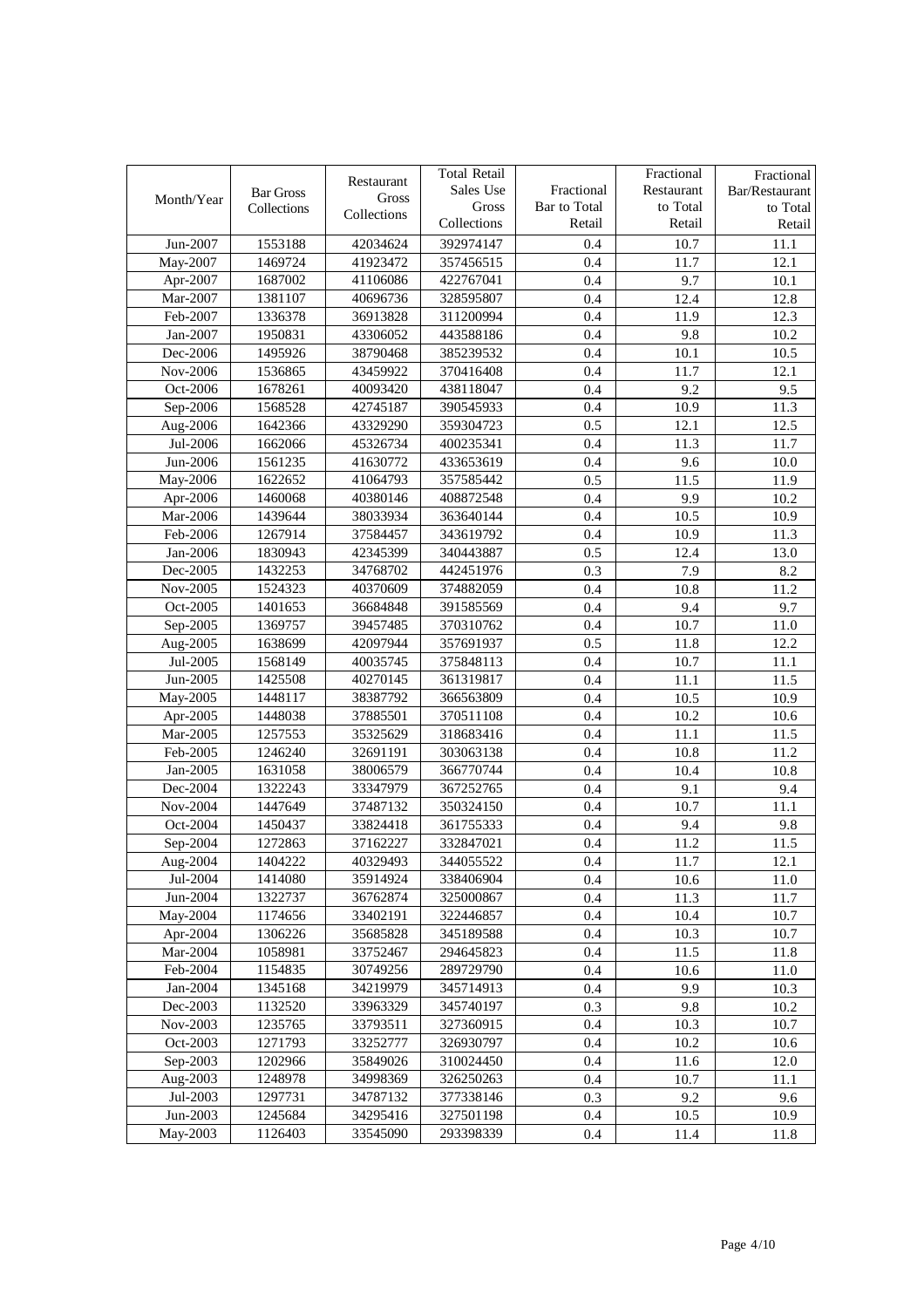| Month/Year | Bar Gross Collections | Restaurant Gross Collections | Total Retail Sales Use Gross Collections | Fractional Bar to Total Retail | Fractional Restaurant to Total Retail | Fractional Bar/Restaurant to Total Retail |
|---|---|---|---|---|---|---|
| Jun-2007 | 1553188 | 42034624 | 392974147 | 0.4 | 10.7 | 11.1 |
| May-2007 | 1469724 | 41923472 | 357456515 | 0.4 | 11.7 | 12.1 |
| Apr-2007 | 1687002 | 41106086 | 422767041 | 0.4 | 9.7 | 10.1 |
| Mar-2007 | 1381107 | 40696736 | 328595807 | 0.4 | 12.4 | 12.8 |
| Feb-2007 | 1336378 | 36913828 | 311200994 | 0.4 | 11.9 | 12.3 |
| Jan-2007 | 1950831 | 43306052 | 443588186 | 0.4 | 9.8 | 10.2 |
| Dec-2006 | 1495926 | 38790468 | 385239532 | 0.4 | 10.1 | 10.5 |
| Nov-2006 | 1536865 | 43459922 | 370416408 | 0.4 | 11.7 | 12.1 |
| Oct-2006 | 1678261 | 40093420 | 438118047 | 0.4 | 9.2 | 9.5 |
| Sep-2006 | 1568528 | 42745187 | 390545933 | 0.4 | 10.9 | 11.3 |
| Aug-2006 | 1642366 | 43329290 | 359304723 | 0.5 | 12.1 | 12.5 |
| Jul-2006 | 1662066 | 45326734 | 400235341 | 0.4 | 11.3 | 11.7 |
| Jun-2006 | 1561235 | 41630772 | 433653619 | 0.4 | 9.6 | 10.0 |
| May-2006 | 1622652 | 41064793 | 357585442 | 0.5 | 11.5 | 11.9 |
| Apr-2006 | 1460068 | 40380146 | 408872548 | 0.4 | 9.9 | 10.2 |
| Mar-2006 | 1439644 | 38033934 | 363640144 | 0.4 | 10.5 | 10.9 |
| Feb-2006 | 1267914 | 37584457 | 343619792 | 0.4 | 10.9 | 11.3 |
| Jan-2006 | 1830943 | 42345399 | 340443887 | 0.5 | 12.4 | 13.0 |
| Dec-2005 | 1432253 | 34768702 | 442451976 | 0.3 | 7.9 | 8.2 |
| Nov-2005 | 1524323 | 40370609 | 374882059 | 0.4 | 10.8 | 11.2 |
| Oct-2005 | 1401653 | 36684848 | 391585569 | 0.4 | 9.4 | 9.7 |
| Sep-2005 | 1369757 | 39457485 | 370310762 | 0.4 | 10.7 | 11.0 |
| Aug-2005 | 1638699 | 42097944 | 357691937 | 0.5 | 11.8 | 12.2 |
| Jul-2005 | 1568149 | 40035745 | 375848113 | 0.4 | 10.7 | 11.1 |
| Jun-2005 | 1425508 | 40270145 | 361319817 | 0.4 | 11.1 | 11.5 |
| May-2005 | 1448117 | 38387792 | 366563809 | 0.4 | 10.5 | 10.9 |
| Apr-2005 | 1448038 | 37885501 | 370511108 | 0.4 | 10.2 | 10.6 |
| Mar-2005 | 1257553 | 35325629 | 318683416 | 0.4 | 11.1 | 11.5 |
| Feb-2005 | 1246240 | 32691191 | 303063138 | 0.4 | 10.8 | 11.2 |
| Jan-2005 | 1631058 | 38006579 | 366770744 | 0.4 | 10.4 | 10.8 |
| Dec-2004 | 1322243 | 33347979 | 367252765 | 0.4 | 9.1 | 9.4 |
| Nov-2004 | 1447649 | 37487132 | 350324150 | 0.4 | 10.7 | 11.1 |
| Oct-2004 | 1450437 | 33824418 | 361755333 | 0.4 | 9.4 | 9.8 |
| Sep-2004 | 1272863 | 37162227 | 332847021 | 0.4 | 11.2 | 11.5 |
| Aug-2004 | 1404222 | 40329493 | 344055522 | 0.4 | 11.7 | 12.1 |
| Jul-2004 | 1414080 | 35914924 | 338406904 | 0.4 | 10.6 | 11.0 |
| Jun-2004 | 1322737 | 36762874 | 325000867 | 0.4 | 11.3 | 11.7 |
| May-2004 | 1174656 | 33402191 | 322446857 | 0.4 | 10.4 | 10.7 |
| Apr-2004 | 1306226 | 35685828 | 345189588 | 0.4 | 10.3 | 10.7 |
| Mar-2004 | 1058981 | 33752467 | 294645823 | 0.4 | 11.5 | 11.8 |
| Feb-2004 | 1154835 | 30749256 | 289729790 | 0.4 | 10.6 | 11.0 |
| Jan-2004 | 1345168 | 34219979 | 345714913 | 0.4 | 9.9 | 10.3 |
| Dec-2003 | 1132520 | 33963329 | 345740197 | 0.3 | 9.8 | 10.2 |
| Nov-2003 | 1235765 | 33793511 | 327360915 | 0.4 | 10.3 | 10.7 |
| Oct-2003 | 1271793 | 33252777 | 326930797 | 0.4 | 10.2 | 10.6 |
| Sep-2003 | 1202966 | 35849026 | 310024450 | 0.4 | 11.6 | 12.0 |
| Aug-2003 | 1248978 | 34998369 | 326250263 | 0.4 | 10.7 | 11.1 |
| Jul-2003 | 1297731 | 34787132 | 377338146 | 0.3 | 9.2 | 9.6 |
| Jun-2003 | 1245684 | 34295416 | 327501198 | 0.4 | 10.5 | 10.9 |
| May-2003 | 1126403 | 33545090 | 293398339 | 0.4 | 11.4 | 11.8 |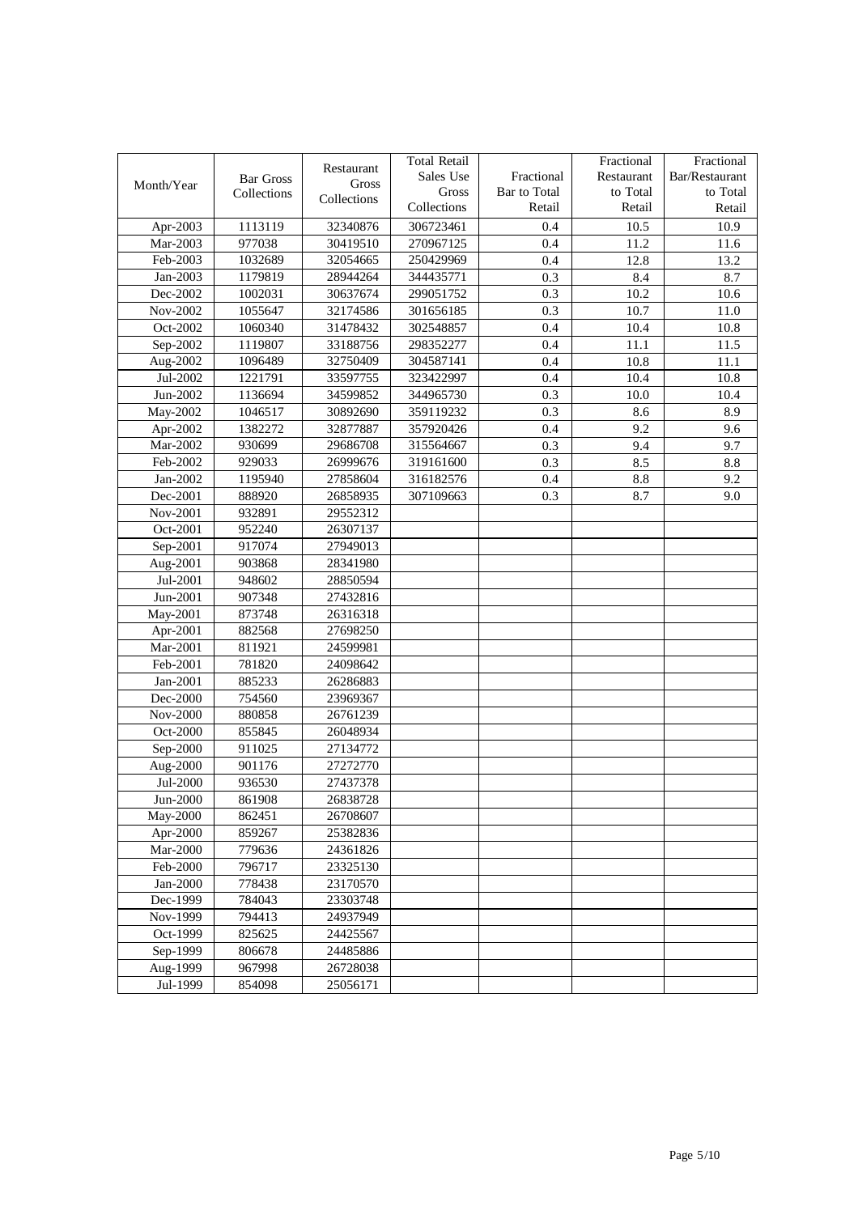| Month/Year | Bar Gross Collections | Restaurant Gross Collections | Total Retail Sales Use Gross Collections | Fractional Bar to Total Retail | Fractional Restaurant to Total Retail | Fractional Bar/Restaurant to Total Retail |
|---|---|---|---|---|---|---|
| Apr-2003 | 1113119 | 32340876 | 306723461 | 0.4 | 10.5 | 10.9 |
| Mar-2003 | 977038 | 30419510 | 270967125 | 0.4 | 11.2 | 11.6 |
| Feb-2003 | 1032689 | 32054665 | 250429969 | 0.4 | 12.8 | 13.2 |
| Jan-2003 | 1179819 | 28944264 | 344435771 | 0.3 | 8.4 | 8.7 |
| Dec-2002 | 1002031 | 30637674 | 299051752 | 0.3 | 10.2 | 10.6 |
| Nov-2002 | 1055647 | 32174586 | 301656185 | 0.3 | 10.7 | 11.0 |
| Oct-2002 | 1060340 | 31478432 | 302548857 | 0.4 | 10.4 | 10.8 |
| Sep-2002 | 1119807 | 33188756 | 298352277 | 0.4 | 11.1 | 11.5 |
| Aug-2002 | 1096489 | 32750409 | 304587141 | 0.4 | 10.8 | 11.1 |
| Jul-2002 | 1221791 | 33597755 | 323422997 | 0.4 | 10.4 | 10.8 |
| Jun-2002 | 1136694 | 34599852 | 344965730 | 0.3 | 10.0 | 10.4 |
| May-2002 | 1046517 | 30892690 | 359119232 | 0.3 | 8.6 | 8.9 |
| Apr-2002 | 1382272 | 32877887 | 357920426 | 0.4 | 9.2 | 9.6 |
| Mar-2002 | 930699 | 29686708 | 315564667 | 0.3 | 9.4 | 9.7 |
| Feb-2002 | 929033 | 26999676 | 319161600 | 0.3 | 8.5 | 8.8 |
| Jan-2002 | 1195940 | 27858604 | 316182576 | 0.4 | 8.8 | 9.2 |
| Dec-2001 | 888920 | 26858935 | 307109663 | 0.3 | 8.7 | 9.0 |
| Nov-2001 | 932891 | 29552312 | | | | |
| Oct-2001 | 952240 | 26307137 | | | | |
| Sep-2001 | 917074 | 27949013 | | | | |
| Aug-2001 | 903868 | 28341980 | | | | |
| Jul-2001 | 948602 | 28850594 | | | | |
| Jun-2001 | 907348 | 27432816 | | | | |
| May-2001 | 873748 | 26316318 | | | | |
| Apr-2001 | 882568 | 27698250 | | | | |
| Mar-2001 | 811921 | 24599981 | | | | |
| Feb-2001 | 781820 | 24098642 | | | | |
| Jan-2001 | 885233 | 26286883 | | | | |
| Dec-2000 | 754560 | 23969367 | | | | |
| Nov-2000 | 880858 | 26761239 | | | | |
| Oct-2000 | 855845 | 26048934 | | | | |
| Sep-2000 | 911025 | 27134772 | | | | |
| Aug-2000 | 901176 | 27272770 | | | | |
| Jul-2000 | 936530 | 27437378 | | | | |
| Jun-2000 | 861908 | 26838728 | | | | |
| May-2000 | 862451 | 26708607 | | | | |
| Apr-2000 | 859267 | 25382836 | | | | |
| Mar-2000 | 779636 | 24361826 | | | | |
| Feb-2000 | 796717 | 23325130 | | | | |
| Jan-2000 | 778438 | 23170570 | | | | |
| Dec-1999 | 784043 | 23303748 | | | | |
| Nov-1999 | 794413 | 24937949 | | | | |
| Oct-1999 | 825625 | 24425567 | | | | |
| Sep-1999 | 806678 | 24485886 | | | | |
| Aug-1999 | 967998 | 26728038 | | | | |
| Jul-1999 | 854098 | 25056171 | | | | |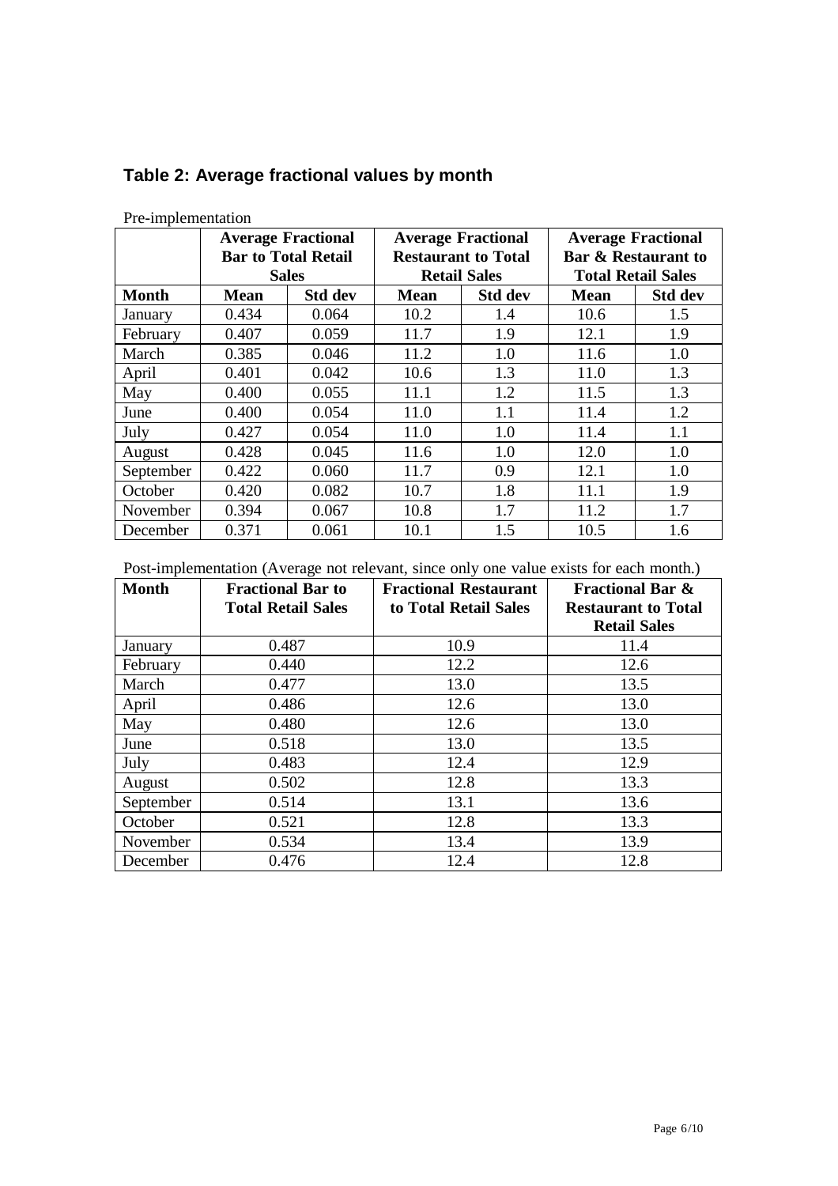## Table 2: Average fractional values by month

Pre-implementation

| | Average Fractional Bar to Total Retail Sales | | Average Fractional Restaurant to Total Retail Sales | | Average Fractional Bar & Restaurant to Total Retail Sales | |
|---|---|---|---|---|---|---|
| **Month** | **Mean** | **Std dev** | **Mean** | **Std dev** | **Mean** | **Std dev** |
| January | 0.434 | 0.064 | 10.2 | 1.4 | 10.6 | 1.5 |
| February | 0.407 | 0.059 | 11.7 | 1.9 | 12.1 | 1.9 |
| March | 0.385 | 0.046 | 11.2 | 1.0 | 11.6 | 1.0 |
| April | 0.401 | 0.042 | 10.6 | 1.3 | 11.0 | 1.3 |
| May | 0.400 | 0.055 | 11.1 | 1.2 | 11.5 | 1.3 |
| June | 0.400 | 0.054 | 11.0 | 1.1 | 11.4 | 1.2 |
| July | 0.427 | 0.054 | 11.0 | 1.0 | 11.4 | 1.1 |
| August | 0.428 | 0.045 | 11.6 | 1.0 | 12.0 | 1.0 |
| September | 0.422 | 0.060 | 11.7 | 0.9 | 12.1 | 1.0 |
| October | 0.420 | 0.082 | 10.7 | 1.8 | 11.1 | 1.9 |
| November | 0.394 | 0.067 | 10.8 | 1.7 | 11.2 | 1.7 |
| December | 0.371 | 0.061 | 10.1 | 1.5 | 10.5 | 1.6 |

Post-implementation (Average not relevant, since only one value exists for each month.)

| Month | Fractional Bar to Total Retail Sales | Fractional Restaurant to Total Retail Sales | Fractional Bar & Restaurant to Total Retail Sales |
|---|---|---|---|
| January | 0.487 | 10.9 | 11.4 |
| February | 0.440 | 12.2 | 12.6 |
| March | 0.477 | 13.0 | 13.5 |
| April | 0.486 | 12.6 | 13.0 |
| May | 0.480 | 12.6 | 13.0 |
| June | 0.518 | 13.0 | 13.5 |
| July | 0.483 | 12.4 | 12.9 |
| August | 0.502 | 12.8 | 13.3 |
| September | 0.514 | 13.1 | 13.6 |
| October | 0.521 | 12.8 | 13.3 |
| November | 0.534 | 13.4 | 13.9 |
| December | 0.476 | 12.4 | 12.8 |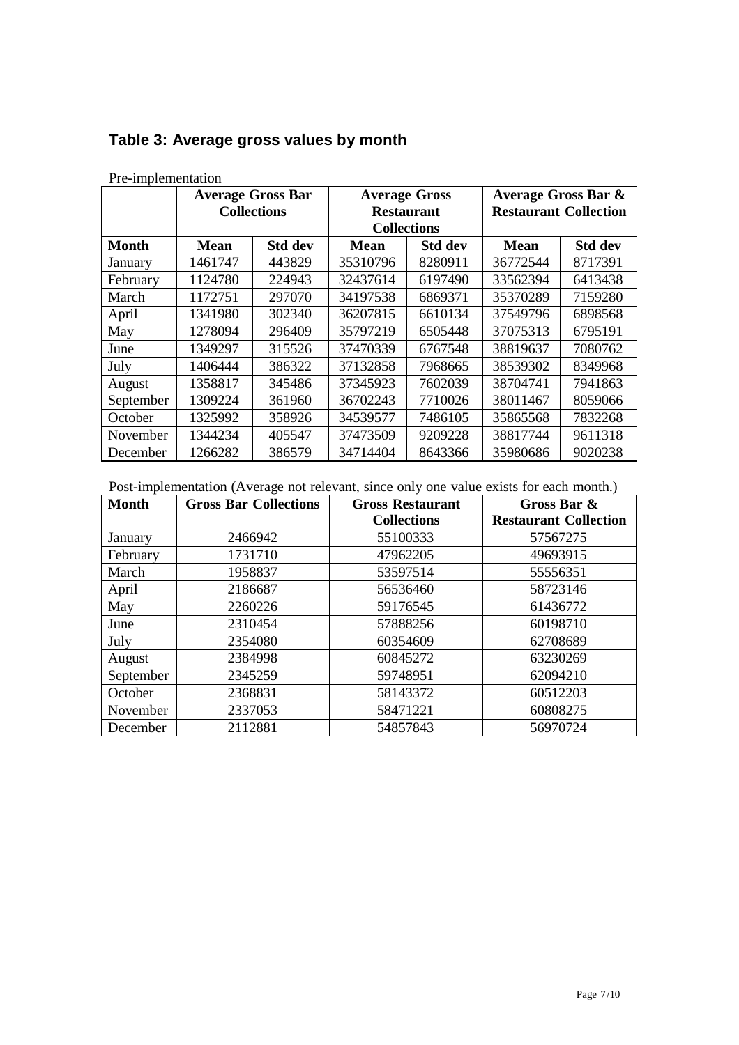## Table 3: Average gross values by month

Pre-implementation

| | Average Gross Bar Collections | | Average Gross Restaurant Collections | | Average Gross Bar & Restaurant Collection | |
|---|---|---|---|---|---|---|
| **Month** | **Mean** | **Std dev** | **Mean** | **Std dev** | **Mean** | **Std dev** |
| January | 1461747 | 443829 | 35310796 | 8280911 | 36772544 | 8717391 |
| February | 1124780 | 224943 | 32437614 | 6197490 | 33562394 | 6413438 |
| March | 1172751 | 297070 | 34197538 | 6869371 | 35370289 | 7159280 |
| April | 1341980 | 302340 | 36207815 | 6610134 | 37549796 | 6898568 |
| May | 1278094 | 296409 | 35797219 | 6505448 | 37075313 | 6795191 |
| June | 1349297 | 315526 | 37470339 | 6767548 | 38819637 | 7080762 |
| July | 1406444 | 386322 | 37132858 | 7968665 | 38539302 | 8349968 |
| August | 1358817 | 345486 | 37345923 | 7602039 | 38704741 | 7941863 |
| September | 1309224 | 361960 | 36702243 | 7710026 | 38011467 | 8059066 |
| October | 1325992 | 358926 | 34539577 | 7486105 | 35865568 | 7832268 |
| November | 1344234 | 405547 | 37473509 | 9209228 | 38817744 | 9611318 |
| December | 1266282 | 386579 | 34714404 | 8643366 | 35980686 | 9020238 |

Post-implementation (Average not relevant, since only one value exists for each month.)

| Month | Gross Bar Collections | Gross Restaurant Collections | Gross Bar & Restaurant Collection |
|---|---|---|---|
| January | 2466942 | 55100333 | 57567275 |
| February | 1731710 | 47962205 | 49693915 |
| March | 1958837 | 53597514 | 55556351 |
| April | 2186687 | 56536460 | 58723146 |
| May | 2260226 | 59176545 | 61436772 |
| June | 2310454 | 57888256 | 60198710 |
| July | 2354080 | 60354609 | 62708689 |
| August | 2384998 | 60845272 | 63230269 |
| September | 2345259 | 59748951 | 62094210 |
| October | 2368831 | 58143372 | 60512203 |
| November | 2337053 | 58471221 | 60808275 |
| December | 2112881 | 54857843 | 56970724 |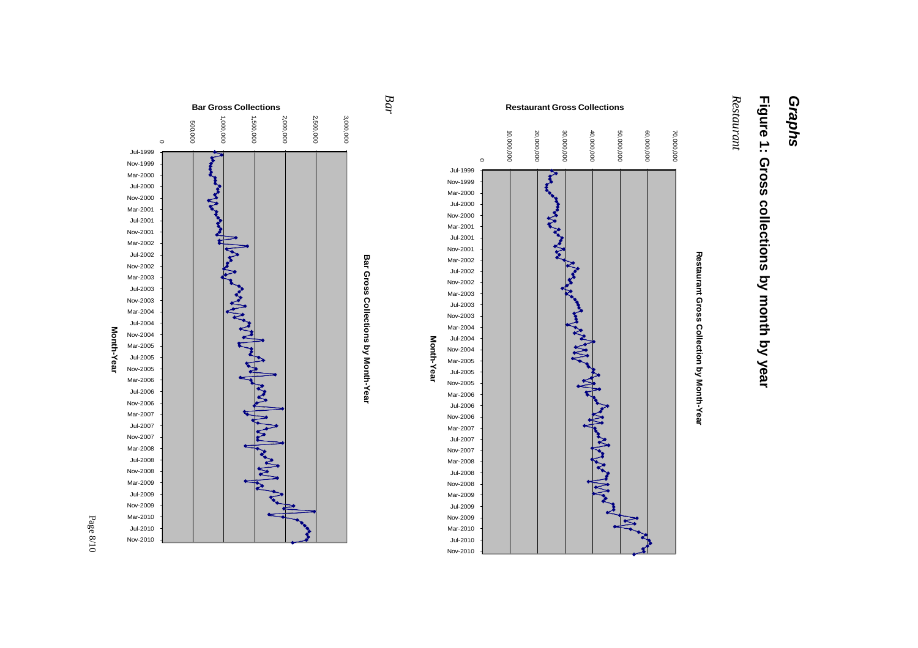# *Graphs*

## Figure 1: Gross collections by month by year

*Restaurant*

**Restaurant Gross Collection by Month-Year**

*Bar*

**Bar Gross Collections by Month-Year**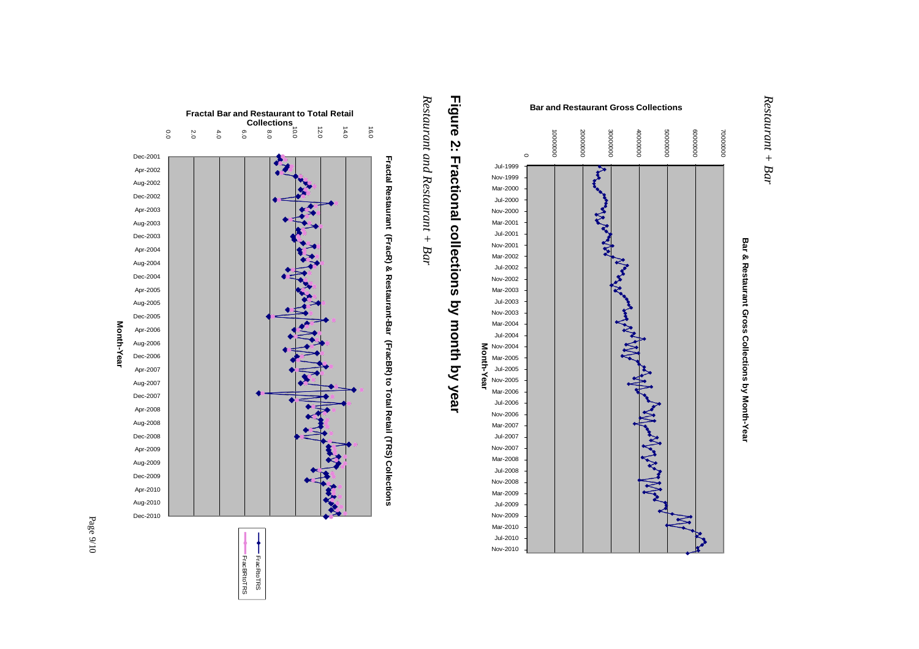*Restaurant + Bar*

**Bar & Restaurant Gross Collections by Month-Year**

# Figure 2: Fractional collections by month by year

*Restaurant and Restaurant + Bar*

**Fractal Restaurant (FracR) & Restaurant-Bar (FracBR) to Total Retail (TRS) Collections**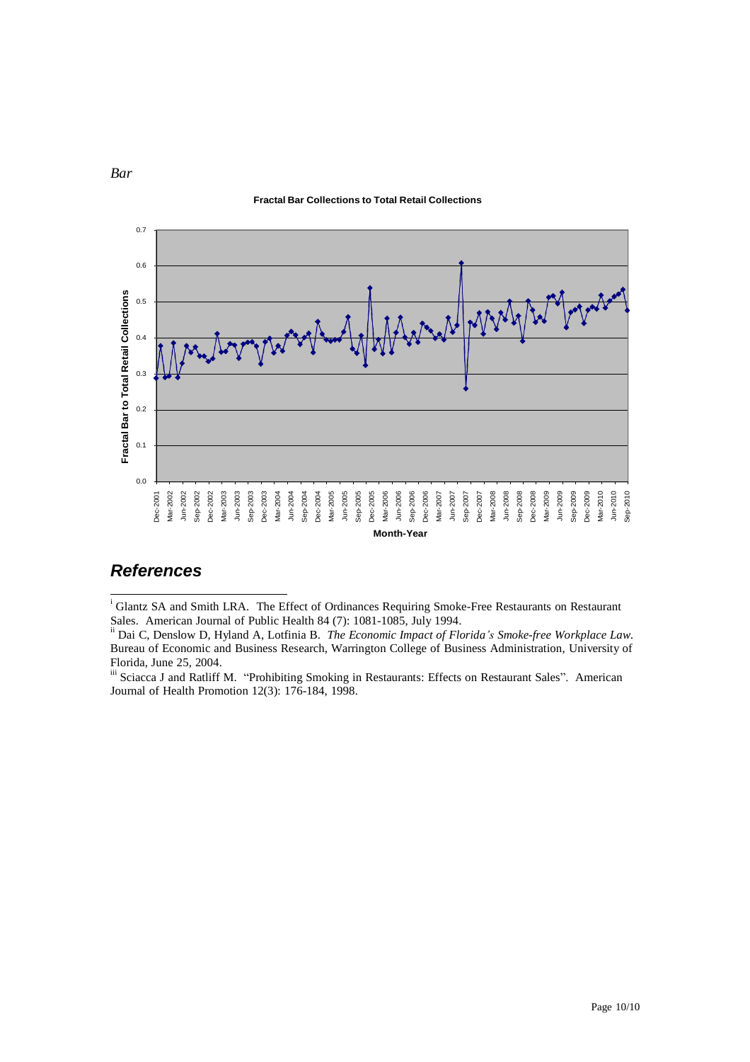*Bar*

**Fractal Bar Collections to Total Retail Collections**

Fractal Bar to Total Retail Collections

0.0
0.1
0.2
0.3
0.4
0.5
0.6
0.7

Dec-2001
Mar-2002
Jun-2002
Sep-2002
Dec-2002
Mar-2003
Jun-2003
Sep-2003
Dec-2003
Mar-2004
Jun-2004
Sep-2004
Dec-2004
Mar-2005
Jun-2005
Sep-2005
Dec-2005
Mar-2006
Jun-2006
Sep-2006
Dec-2006
Mar-2007
Jun-2007
Sep-2007
Dec-2007
Mar-2008
Jun-2008
Sep-2008
Dec-2008
Mar-2009
Jun-2009
Sep-2009
Dec-2009
Mar-2010
Jun-2010
Sep-2010

**Month-Year**

## *References*

[i] Glantz SA and Smith LRA. The Effect of Ordinances Requiring Smoke-Free Restaurants on Restaurant Sales. American Journal of Public Health 84 (7): 1081-1085, July 1994.

[ii] Dai C, Denslow D, Hyland A, Lotfinia B. *The Economic Impact of Florida's Smoke-free Workplace Law.* Bureau of Economic and Business Research, Warrington College of Business Administration, University of Florida, June 25, 2004.

[iii] Sciacca J and Ratliff M. "Prohibiting Smoking in Restaurants: Effects on Restaurant Sales". American Journal of Health Promotion 12(3): 176-184, 1998.